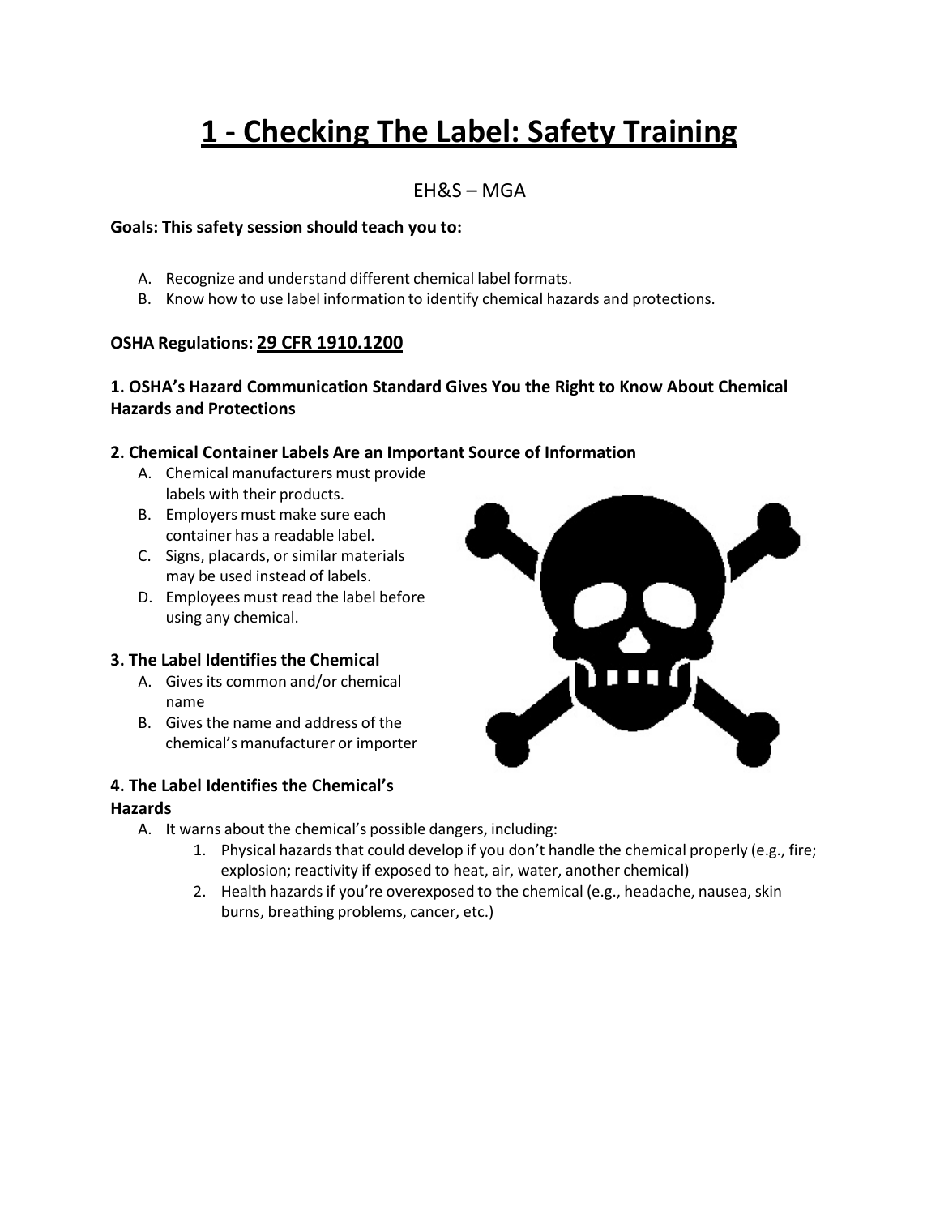# 1 - Checking The Label: Safety Training

EH&S – MGA

**Goals: This safety session should teach you to:**

A. Recognize and understand different chemical label formats.
B. Know how to use label information to identify chemical hazards and protections.

**OSHA Regulations: 29 CFR 1910.1200**

### 1. OSHA's Hazard Communication Standard Gives You the Right to Know About Chemical Hazards and Protections

### 2. Chemical Container Labels Are an Important Source of Information

A. Chemical manufacturers must provide labels with their products.
B. Employers must make sure each container has a readable label.
C. Signs, placards, or similar materials may be used instead of labels.
D. Employees must read the label before using any chemical.

### 3. The Label Identifies the Chemical

A. Gives its common and/or chemical name
B. Gives the name and address of the chemical's manufacturer or importer

### 4. The Label Identifies the Chemical's Hazards

A. It warns about the chemical's possible dangers, including:
   1. Physical hazards that could develop if you don't handle the chemical properly (e.g., fire; explosion; reactivity if exposed to heat, air, water, another chemical)
   2. Health hazards if you're overexposed to the chemical (e.g., headache, nausea, skin burns, breathing problems, cancer, etc.)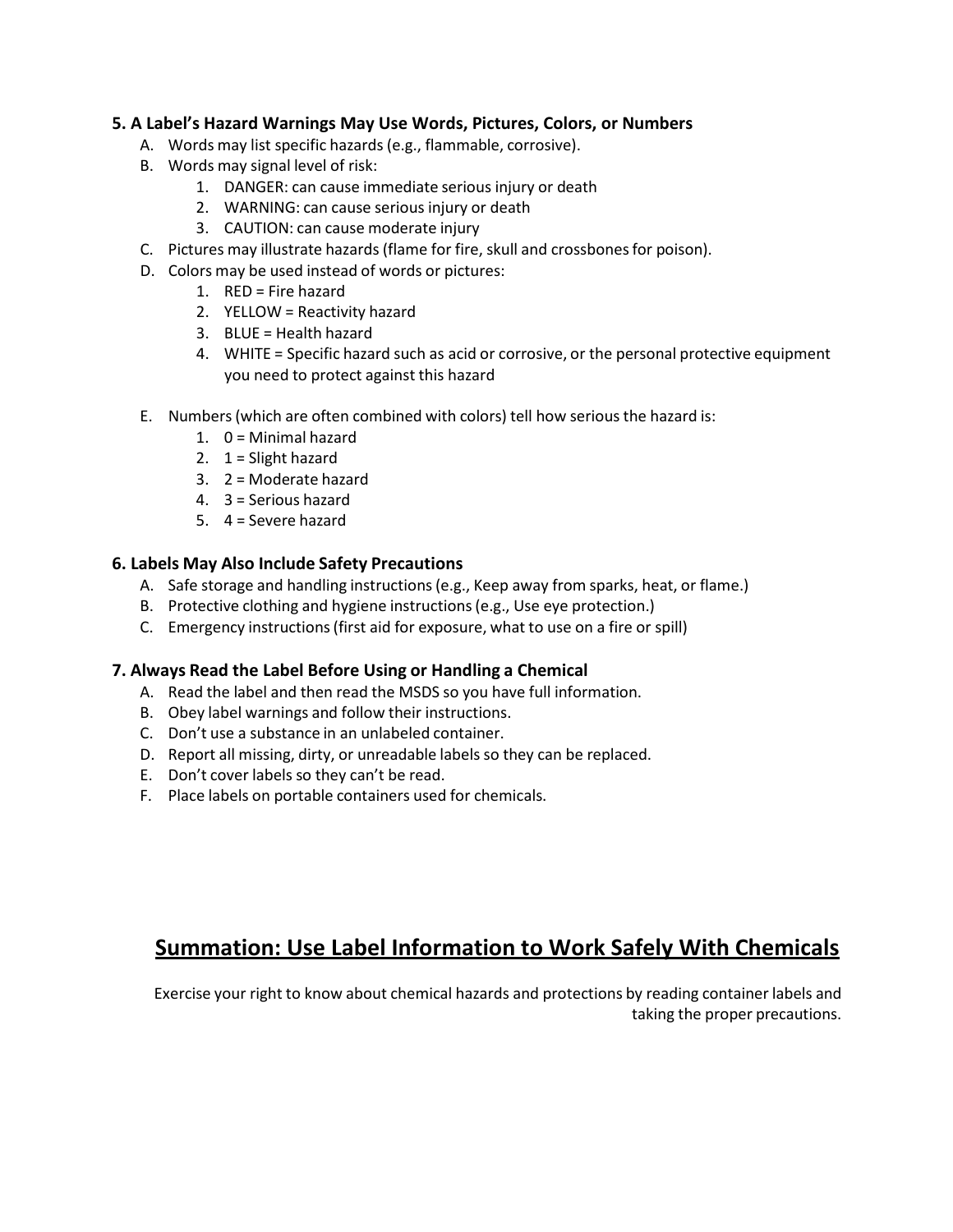### 5. A Label's Hazard Warnings May Use Words, Pictures, Colors, or Numbers

A. Words may list specific hazards (e.g., flammable, corrosive).

B. Words may signal level of risk:
   1. DANGER: can cause immediate serious injury or death
   2. WARNING: can cause serious injury or death
   3. CAUTION: can cause moderate injury

C. Pictures may illustrate hazards (flame for fire, skull and crossbones for poison).

D. Colors may be used instead of words or pictures:
   1. RED = Fire hazard
   2. YELLOW = Reactivity hazard
   3. BLUE = Health hazard
   4. WHITE = Specific hazard such as acid or corrosive, or the personal protective equipment you need to protect against this hazard

E. Numbers (which are often combined with colors) tell how serious the hazard is:
   1. 0 = Minimal hazard
   2. 1 = Slight hazard
   3. 2 = Moderate hazard
   4. 3 = Serious hazard
   5. 4 = Severe hazard

### 6. Labels May Also Include Safety Precautions

A. Safe storage and handling instructions (e.g., Keep away from sparks, heat, or flame.)

B. Protective clothing and hygiene instructions (e.g., Use eye protection.)

C. Emergency instructions (first aid for exposure, what to use on a fire or spill)

### 7. Always Read the Label Before Using or Handling a Chemical

A. Read the label and then read the MSDS so you have full information.

B. Obey label warnings and follow their instructions.

C. Don't use a substance in an unlabeled container.

D. Report all missing, dirty, or unreadable labels so they can be replaced.

E. Don't cover labels so they can't be read.

F. Place labels on portable containers used for chemicals.

## Summation: Use Label Information to Work Safely With Chemicals

Exercise your right to know about chemical hazards and protections by reading container labels and taking the proper precautions.